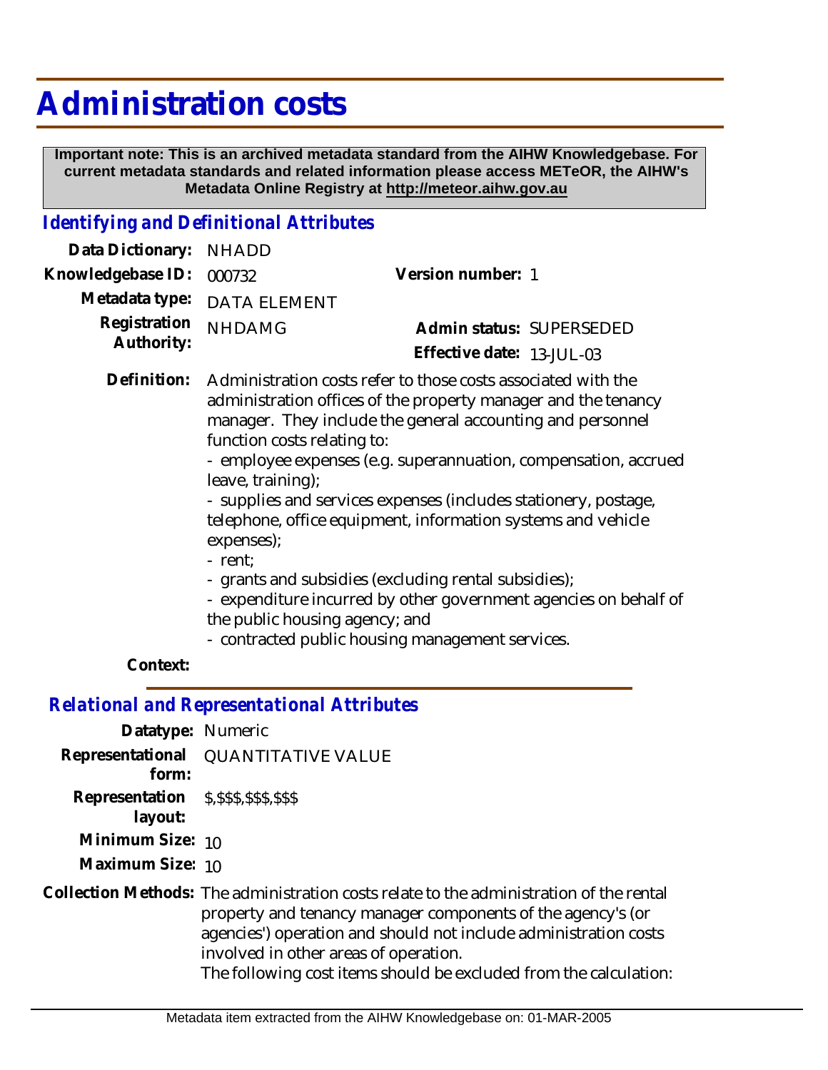# Administration costs

**Important note: This is an archived metadata standard from the AIHW Knowledgebase. For current metadata standards and related information please access METeOR, the AIHW's Metadata Online Registry at http://meteor.aihw.gov.au**

## *Identifying and Definitional Attributes*

**Data Dictionary:** NHADD

**Knowledgebase ID:** 000732

**Version number:** 1

**Metadata type:** DATA ELEMENT

**Registration Authority:** NHDAMG

**Admin status:** SUPERSEDED

**Effective date:** 13-JUL-03

**Definition:** Administration costs refer to those costs associated with the administration offices of the property manager and the tenancy manager. They include the general accounting and personnel function costs relating to:
- employee expenses (e.g. superannuation, compensation, accrued leave, training);
- supplies and services expenses (includes stationery, postage, telephone, office equipment, information systems and vehicle expenses);
- rent;
- grants and subsidies (excluding rental subsidies);
- expenditure incurred by other government agencies on behalf of the public housing agency; and
- contracted public housing management services.

**Context:**

## *Relational and Representational Attributes*

**Datatype:** Numeric

**Representational form:** QUANTITATIVE VALUE

**Representation layout:** $,$$$,$$$,$$$

**Minimum Size:** 10

**Maximum Size:** 10

**Collection Methods:** The administration costs relate to the administration of the rental property and tenancy manager components of the agency's (or agencies') operation and should not include administration costs involved in other areas of operation.
The following cost items should be excluded from the calculation: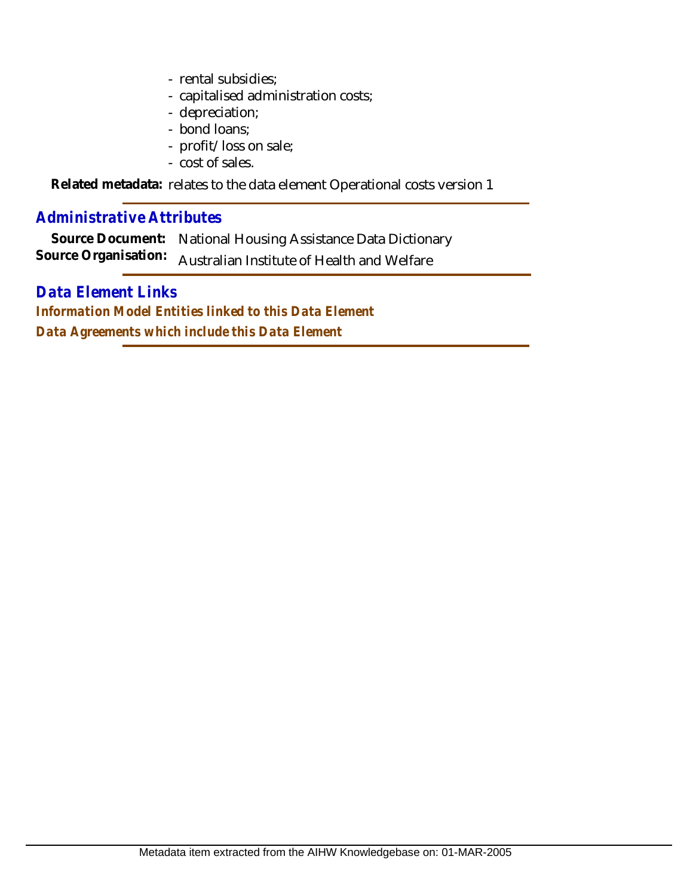- rental subsidies;
- capitalised administration costs;
- depreciation;
- bond loans;
- profit/loss on sale;
- cost of sales.

**Related metadata:** relates to the data element Operational costs version 1

## Administrative Attributes

**Source Document:** National Housing Assistance Data Dictionary

**Source Organisation:** Australian Institute of Health and Welfare

## Data Element Links

***Information Model Entities linked to this Data Element***

***Data Agreements which include this Data Element***

Metadata item extracted from the AIHW Knowledgebase on: 01-MAR-2005